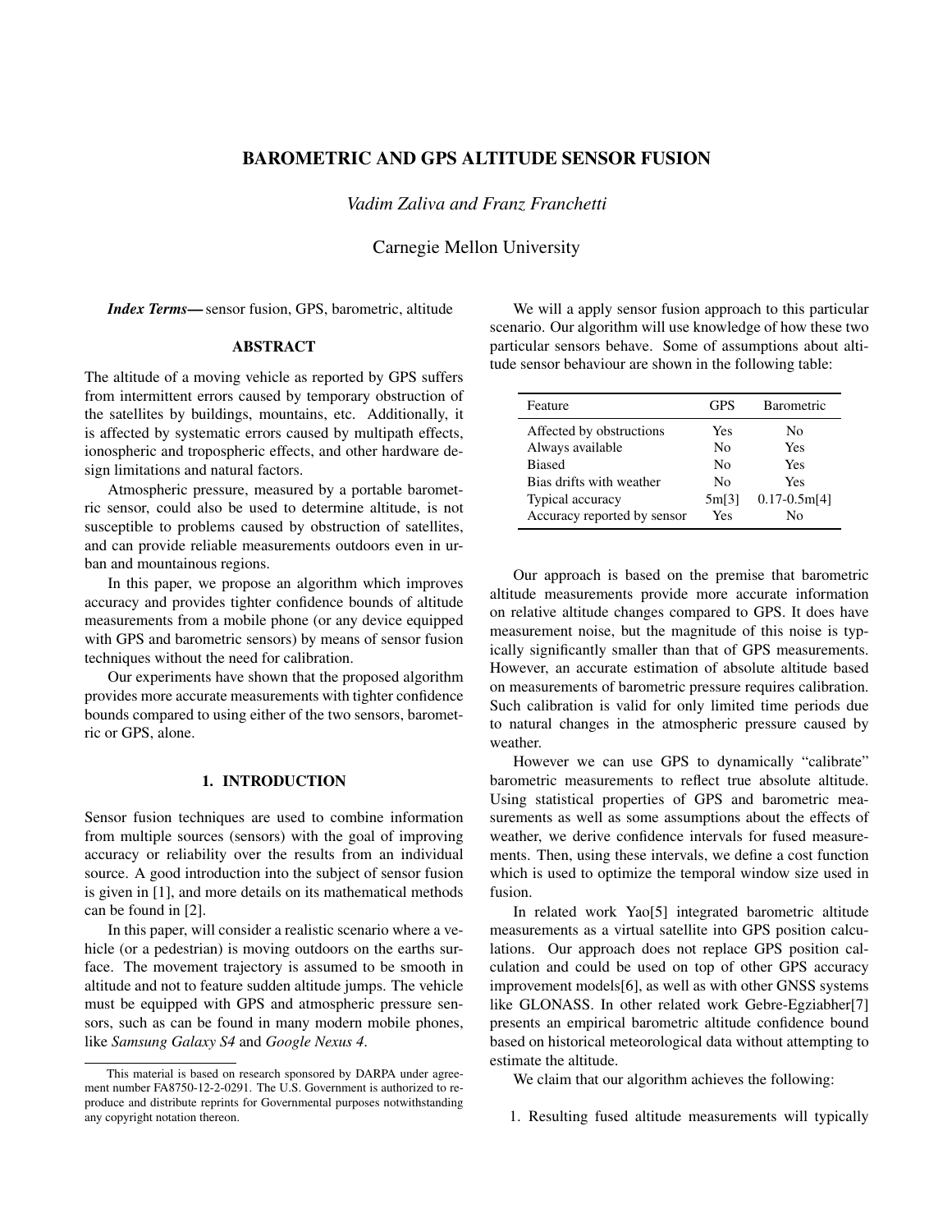# BAROMETRIC AND GPS ALTITUDE SENSOR FUSION

*Vadim Zaliva and Franz Franchetti*

Carnegie Mellon University

***Index Terms***— sensor fusion, GPS, barometric, altitude

## ABSTRACT

The altitude of a moving vehicle as reported by GPS suffers from intermittent errors caused by temporary obstruction of the satellites by buildings, mountains, etc. Additionally, it is affected by systematic errors caused by multipath effects, ionospheric and tropospheric effects, and other hardware design limitations and natural factors.

Atmospheric pressure, measured by a portable barometric sensor, could also be used to determine altitude, is not susceptible to problems caused by obstruction of satellites, and can provide reliable measurements outdoors even in urban and mountainous regions.

In this paper, we propose an algorithm which improves accuracy and provides tighter confidence bounds of altitude measurements from a mobile phone (or any device equipped with GPS and barometric sensors) by means of sensor fusion techniques without the need for calibration.

Our experiments have shown that the proposed algorithm provides more accurate measurements with tighter confidence bounds compared to using either of the two sensors, barometric or GPS, alone.

## 1. INTRODUCTION

Sensor fusion techniques are used to combine information from multiple sources (sensors) with the goal of improving accuracy or reliability over the results from an individual source. A good introduction into the subject of sensor fusion is given in [1], and more details on its mathematical methods can be found in [2].

In this paper, will consider a realistic scenario where a vehicle (or a pedestrian) is moving outdoors on the earths surface. The movement trajectory is assumed to be smooth in altitude and not to feature sudden altitude jumps. The vehicle must be equipped with GPS and atmospheric pressure sensors, such as can be found in many modern mobile phones, like *Samsung Galaxy S4* and *Google Nexus 4*.

We will a apply sensor fusion approach to this particular scenario. Our algorithm will use knowledge of how these two particular sensors behave. Some of assumptions about altitude sensor behaviour are shown in the following table:

| Feature | GPS | Barometric |
|---|---|---|
| Affected by obstructions | Yes | No |
| Always available | No | Yes |
| Biased | No | Yes |
| Bias drifts with weather | No | Yes |
| Typical accuracy | 5m[3] | 0.17-0.5m[4] |
| Accuracy reported by sensor | Yes | No |

Our approach is based on the premise that barometric altitude measurements provide more accurate information on relative altitude changes compared to GPS. It does have measurement noise, but the magnitude of this noise is typically significantly smaller than that of GPS measurements. However, an accurate estimation of absolute altitude based on measurements of barometric pressure requires calibration. Such calibration is valid for only limited time periods due to natural changes in the atmospheric pressure caused by weather.

However we can use GPS to dynamically "calibrate" barometric measurements to reflect true absolute altitude. Using statistical properties of GPS and barometric measurements as well as some assumptions about the effects of weather, we derive confidence intervals for fused measurements. Then, using these intervals, we define a cost function which is used to optimize the temporal window size used in fusion.

In related work Yao[5] integrated barometric altitude measurements as a virtual satellite into GPS position calculations. Our approach does not replace GPS position calculation and could be used on top of other GPS accuracy improvement models[6], as well as with other GNSS systems like GLONASS. In other related work Gebre-Egziabher[7] presents an empirical barometric altitude confidence bound based on historical meteorological data without attempting to estimate the altitude.

We claim that our algorithm achieves the following:

1. Resulting fused altitude measurements will typically

This material is based on research sponsored by DARPA under agreement number FA8750-12-2-0291. The U.S. Government is authorized to reproduce and distribute reprints for Governmental purposes notwithstanding any copyright notation thereon.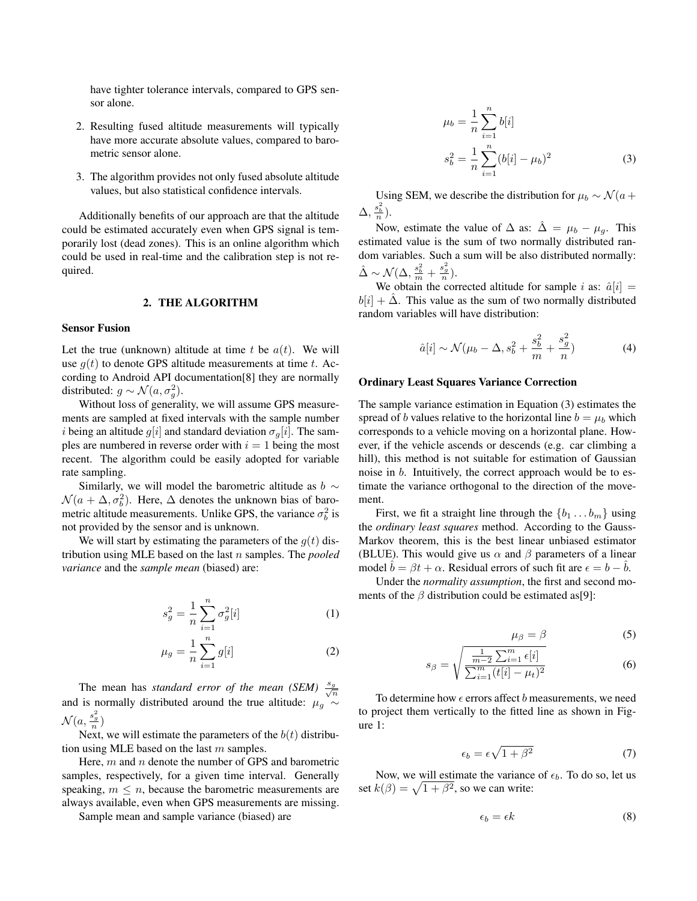have tighter tolerance intervals, compared to GPS sensor alone.

2. Resulting fused altitude measurements will typically have more accurate absolute values, compared to barometric sensor alone.

3. The algorithm provides not only fused absolute altitude values, but also statistical confidence intervals.

Additionally benefits of our approach are that the altitude could be estimated accurately even when GPS signal is temporarily lost (dead zones). This is an online algorithm which could be used in real-time and the calibration step is not required.

## 2. THE ALGORITHM

### Sensor Fusion

Let the true (unknown) altitude at time $t$ be $a(t)$. We will use $g(t)$ to denote GPS altitude measurements at time $t$. According to Android API documentation[8] they are normally distributed: $g \sim \mathcal{N}(a, \sigma_g^2)$.

Without loss of generality, we will assume GPS measurements are sampled at fixed intervals with the sample number $i$ being an altitude $g[i]$ and standard deviation $\sigma_g[i]$. The samples are numbered in reverse order with $i = 1$ being the most recent. The algorithm could be easily adopted for variable rate sampling.

Similarly, we will model the barometric altitude as $b \sim \mathcal{N}(a + \Delta, \sigma_b^2)$. Here, $\Delta$ denotes the unknown bias of barometric altitude measurements. Unlike GPS, the variance $\sigma_b^2$ is not provided by the sensor and is unknown.

We will start by estimating the parameters of the $g(t)$ distribution using MLE based on the last $n$ samples. The *pooled variance* and the *sample mean* (biased) are:

$$s_g^2 = \frac{1}{n} \sum_{i=1}^{n} \sigma_g^2[i] \tag{1}$$

$$\mu_g = \frac{1}{n} \sum_{i=1}^{n} g[i] \tag{2}$$

The mean has *standard error of the mean (SEM)* $\frac{s_g}{\sqrt{n}}$ and is normally distributed around the true altitude: $\mu_g \sim \mathcal{N}(a, \frac{s_g^2}{n})$

Next, we will estimate the parameters of the $b(t)$ distribution using MLE based on the last $m$ samples.

Here, $m$ and $n$ denote the number of GPS and barometric samples, respectively, for a given time interval. Generally speaking, $m \leq n$, because the barometric measurements are always available, even when GPS measurements are missing.

Sample mean and sample variance (biased) are

$$\mu_b = \frac{1}{n} \sum_{i=1}^{n} b[i]$$
$$s_b^2 = \frac{1}{n} \sum_{i=1}^{n} (b[i] - \mu_b)^2 \tag{3}$$

Using SEM, we describe the distribution for $\mu_b \sim \mathcal{N}(a + \Delta, \frac{s_b^2}{n})$.

Now, estimate the value of $\Delta$ as: $\hat{\Delta} = \mu_b - \mu_g$. This estimated value is the sum of two normally distributed random variables. Such a sum will be also distributed normally: $\hat{\Delta} \sim \mathcal{N}(\Delta, \frac{s_b^2}{m} + \frac{s_g^2}{n})$.

We obtain the corrected altitude for sample $i$ as: $\hat{a}[i] = b[i] + \hat{\Delta}$. This value as the sum of two normally distributed random variables will have distribution:

$$\hat{a}[i] \sim \mathcal{N}(\mu_b - \Delta, s_b^2 + \frac{s_b^2}{m} + \frac{s_g^2}{n}) \tag{4}$$

### Ordinary Least Squares Variance Correction

The sample variance estimation in Equation (3) estimates the spread of $b$ values relative to the horizontal line $b = \mu_b$ which corresponds to a vehicle moving on a horizontal plane. However, if the vehicle ascends or descends (e.g. car climbing a hill), this method is not suitable for estimation of Gaussian noise in $b$. Intuitively, the correct approach would be to estimate the variance orthogonal to the direction of the movement.

First, we fit a straight line through the $\{b_1 \ldots b_m\}$ using the *ordinary least squares* method. According to the Gauss-Markov theorem, this is the best linear unbiased estimator (BLUE). This would give us $\alpha$ and $\beta$ parameters of a linear model $\hat{b} = \beta t + \alpha$. Residual errors of such fit are $\epsilon = b - \hat{b}$.

Under the *normality assumption*, the first and second moments of the $\beta$ distribution could be estimated as[9]:

$$\mu_\beta = \beta \tag{5}$$

$$s_\beta = \sqrt{\frac{\frac{1}{m-2} \sum_{i=1}^{m} \epsilon[i]}{\sum_{i=1}^{m} (t[i] - \mu_t)^2}} \tag{6}$$

To determine how $\epsilon$ errors affect $b$ measurements, we need to project them vertically to the fitted line as shown in Figure 1:

$$\epsilon_b = \epsilon \sqrt{1 + \beta^2} \tag{7}$$

Now, we will estimate the variance of $\epsilon_b$. To do so, let us set $k(\beta) = \sqrt{1 + \beta^2}$, so we can write:

$$\epsilon_b = \epsilon k \tag{8}$$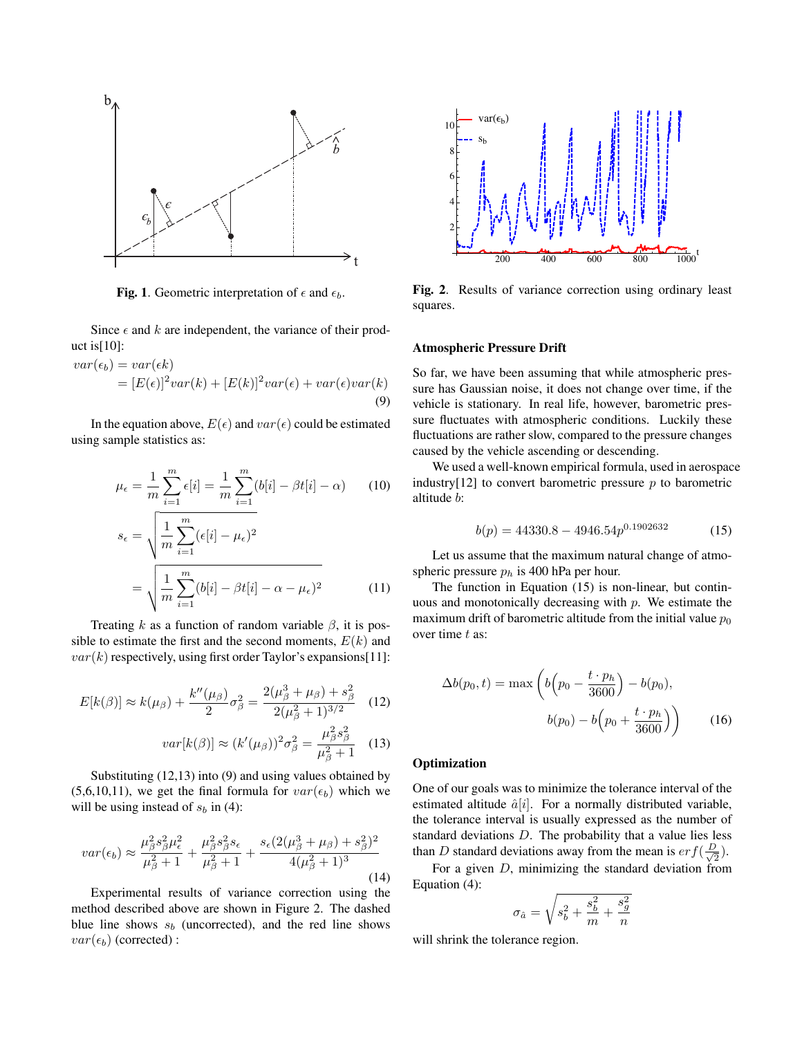Fig. 1. Geometric interpretation of $\epsilon$ and $\epsilon_b$.

Since $\epsilon$ and $k$ are independent, the variance of their product is[10]:

$$
\begin{aligned}
var(\epsilon_b) &= var(\epsilon k) \\
&= [E(\epsilon)]^2 var(k) + [E(k)]^2 var(\epsilon) + var(\epsilon) var(k)
\end{aligned} \tag{9}
$$

In the equation above, $E(\epsilon)$ and $var(\epsilon)$ could be estimated using sample statistics as:

$$
\mu_\epsilon = \frac{1}{m}\sum_{i=1}^{m}\epsilon[i] = \frac{1}{m}\sum_{i=1}^{m}(b[i] - \beta t[i] - \alpha) \tag{10}
$$

$$
\begin{aligned}
s_\epsilon &= \sqrt{\frac{1}{m}\sum_{i=1}^{m}(\epsilon[i] - \mu_\epsilon)^2} \\
&= \sqrt{\frac{1}{m}\sum_{i=1}^{m}(b[i] - \beta t[i] - \alpha - \mu_\epsilon)^2}
\end{aligned} \tag{11}
$$

Treating $k$ as a function of random variable $\beta$, it is possible to estimate the first and the second moments, $E(k)$ and $var(k)$ respectively, using first order Taylor's expansions[11]:

$$
E[k(\beta)] \approx k(\mu_\beta) + \frac{k''(\mu_\beta)}{2}\sigma_\beta^2 = \frac{2(\mu_\beta^3 + \mu_\beta) + s_\beta^2}{2(\mu_\beta^2 + 1)^{3/2}} \tag{12}
$$

$$
var[k(\beta)] \approx (k'(\mu_\beta))^2 \sigma_\beta^2 = \frac{\mu_\beta^2 s_\beta^2}{\mu_\beta^2 + 1} \tag{13}
$$

Substituting (12,13) into (9) and using values obtained by (5,6,10,11), we get the final formula for $var(\epsilon_b)$ which we will be using instead of $s_b$ in (4):

$$
var(\epsilon_b) \approx \frac{\mu_\beta^2 s_\beta^2 \mu_\epsilon^2}{\mu_\beta^2 + 1} + \frac{\mu_\beta^2 s_\beta^2 s_\epsilon}{\mu_\beta^2 + 1} + \frac{s_\epsilon (2(\mu_\beta^3 + \mu_\beta) + s_\beta^2)^2}{4(\mu_\beta^2 + 1)^3} \tag{14}
$$

Experimental results of variance correction using the method described above are shown in Figure 2. The dashed blue line shows $s_b$ (uncorrected), and the red line shows $var(\epsilon_b)$ (corrected) :

Fig. 2. Results of variance correction using ordinary least squares.

### Atmospheric Pressure Drift

So far, we have been assuming that while atmospheric pressure has Gaussian noise, it does not change over time, if the vehicle is stationary. In real life, however, barometric pressure fluctuates with atmospheric conditions. Luckily these fluctuations are rather slow, compared to the pressure changes caused by the vehicle ascending or descending.

We used a well-known empirical formula, used in aerospace industry[12] to convert barometric pressure $p$ to barometric altitude $b$:

$$
b(p) = 44330.8 - 4946.54 p^{0.1902632} \tag{15}
$$

Let us assume that the maximum natural change of atmospheric pressure $p_h$ is 400 hPa per hour.

The function in Equation (15) is non-linear, but continuous and monotonically decreasing with $p$. We estimate the maximum drift of barometric altitude from the initial value $p_0$ over time $t$ as:

$$
\Delta b(p_0, t) = \max\left(b\Big(p_0 - \frac{t \cdot p_h}{3600}\Big) - b(p_0),\; b(p_0) - b\Big(p_0 + \frac{t \cdot p_h}{3600}\Big)\right) \tag{16}
$$

### Optimization

One of our goals was to minimize the tolerance interval of the estimated altitude $\hat{a}[i]$. For a normally distributed variable, the tolerance interval is usually expressed as the number of standard deviations $D$. The probability that a value lies less than $D$ standard deviations away from the mean is $erf(\frac{D}{\sqrt{2}})$.

For a given $D$, minimizing the standard deviation from Equation (4):

$$
\sigma_{\hat{a}} = \sqrt{s_b^2 + \frac{s_b^2}{m} + \frac{s_g^2}{n}}
$$

will shrink the tolerance region.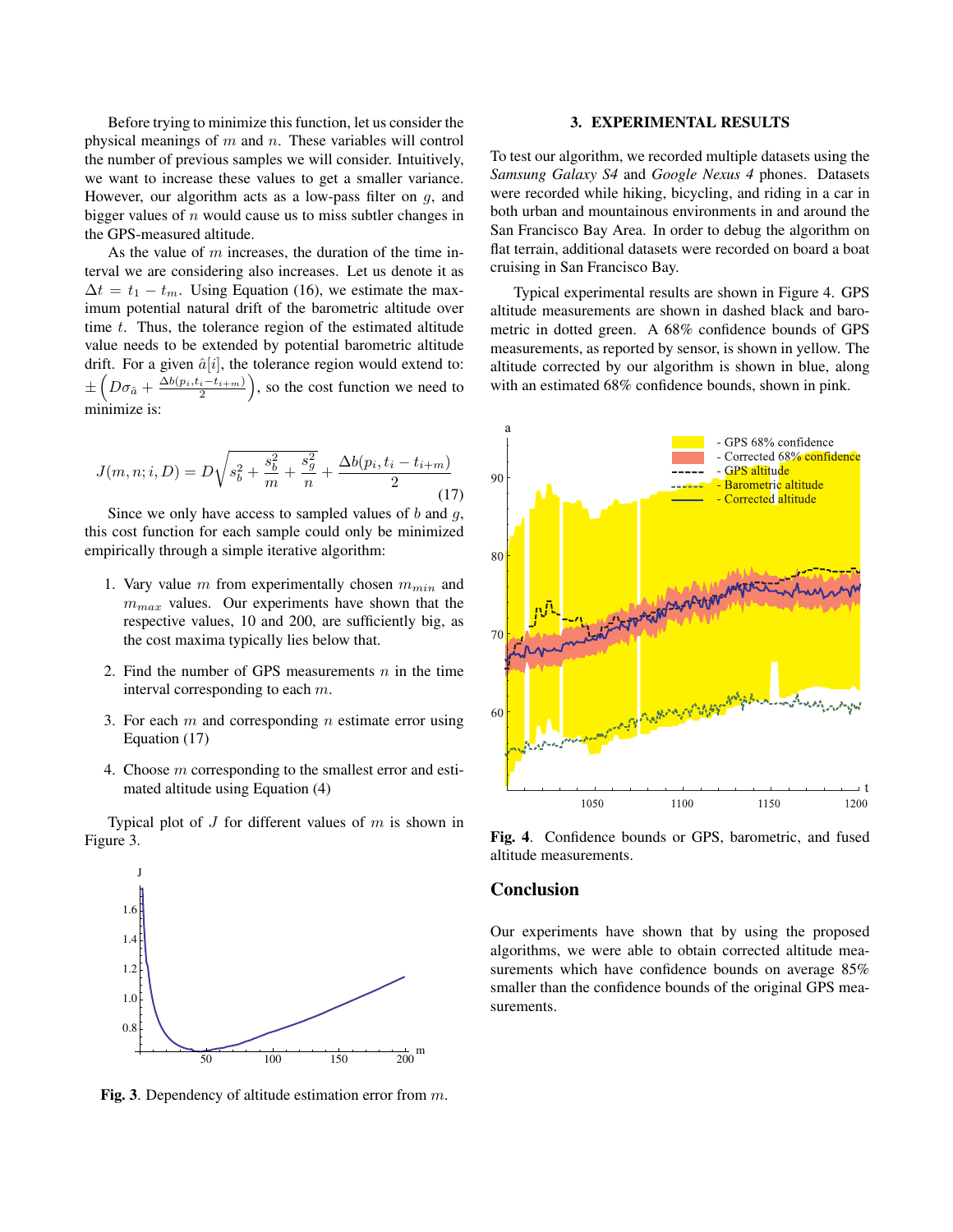Before trying to minimize this function, let us consider the physical meanings of $m$ and $n$. These variables will control the number of previous samples we will consider. Intuitively, we want to increase these values to get a smaller variance. However, our algorithm acts as a low-pass filter on $g$, and bigger values of $n$ would cause us to miss subtler changes in the GPS-measured altitude.

As the value of $m$ increases, the duration of the time interval we are considering also increases. Let us denote it as $\Delta t = t_1 - t_m$. Using Equation (16), we estimate the maximum potential natural drift of the barometric altitude over time $t$. Thus, the tolerance region of the estimated altitude value needs to be extended by potential barometric altitude drift. For a given $\hat{a}[i]$, the tolerance region would extend to: $\pm\left(D\sigma_{\hat{a}} + \frac{\Delta b(p_i, t_i - t_{i+m})}{2}\right)$, so the cost function we need to minimize is:

$$J(m, n; i, D) = D\sqrt{s_b^2 + \frac{s_b^2}{m} + \frac{s_g^2}{n}} + \frac{\Delta b(p_i, t_i - t_{i+m})}{2} \tag{17}$$

Since we only have access to sampled values of $b$ and $g$, this cost function for each sample could only be minimized empirically through a simple iterative algorithm:

1. Vary value $m$ from experimentally chosen $m_{min}$ and $m_{max}$ values. Our experiments have shown that the respective values, 10 and 200, are sufficiently big, as the cost maxima typically lies below that.
2. Find the number of GPS measurements $n$ in the time interval corresponding to each $m$.
3. For each $m$ and corresponding $n$ estimate error using Equation (17)
4. Choose $m$ corresponding to the smallest error and estimated altitude using Equation (4)

Typical plot of $J$ for different values of $m$ is shown in Figure 3.

**Fig. 3**. Dependency of altitude estimation error from $m$.

## 3. EXPERIMENTAL RESULTS

To test our algorithm, we recorded multiple datasets using the *Samsung Galaxy S4* and *Google Nexus 4* phones. Datasets were recorded while hiking, bicycling, and riding in a car in both urban and mountainous environments in and around the San Francisco Bay Area. In order to debug the algorithm on flat terrain, additional datasets were recorded on board a boat cruising in San Francisco Bay.

Typical experimental results are shown in Figure 4. GPS altitude measurements are shown in dashed black and barometric in dotted green. A 68% confidence bounds of GPS measurements, as reported by sensor, is shown in yellow. The altitude corrected by our algorithm is shown in blue, along with an estimated 68% confidence bounds, shown in pink.

**Fig. 4**. Confidence bounds or GPS, barometric, and fused altitude measurements.

## Conclusion

Our experiments have shown that by using the proposed algorithms, we were able to obtain corrected altitude measurements which have confidence bounds on average 85% smaller than the confidence bounds of the original GPS measurements.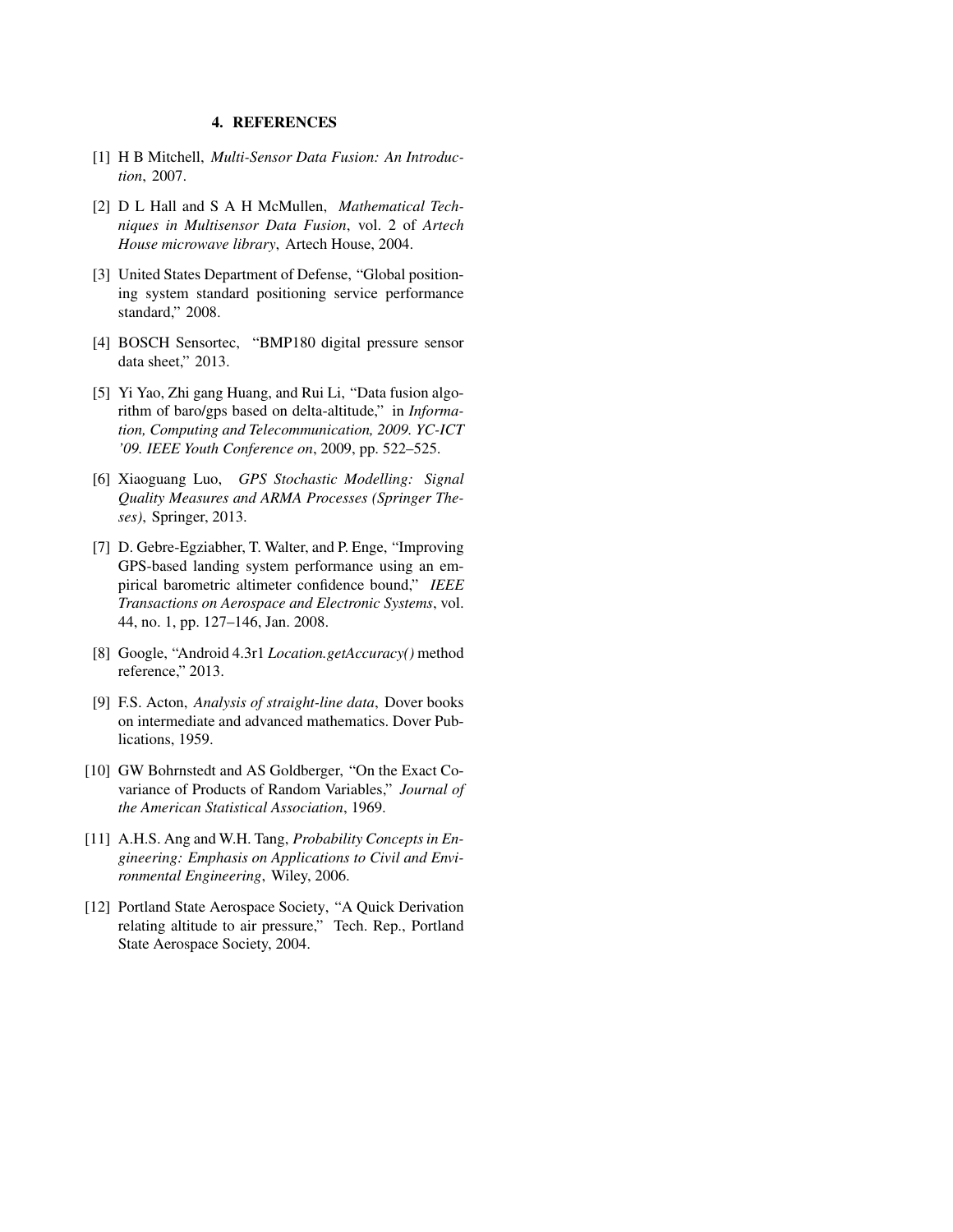## 4. REFERENCES

[1] H B Mitchell, *Multi-Sensor Data Fusion: An Introduction*, 2007.

[2] D L Hall and S A H McMullen, *Mathematical Techniques in Multisensor Data Fusion*, vol. 2 of *Artech House microwave library*, Artech House, 2004.

[3] United States Department of Defense, "Global positioning system standard positioning service performance standard," 2008.

[4] BOSCH Sensortec, "BMP180 digital pressure sensor data sheet," 2013.

[5] Yi Yao, Zhi gang Huang, and Rui Li, "Data fusion algorithm of baro/gps based on delta-altitude," in *Information, Computing and Telecommunication, 2009. YC-ICT '09. IEEE Youth Conference on*, 2009, pp. 522–525.

[6] Xiaoguang Luo, *GPS Stochastic Modelling: Signal Quality Measures and ARMA Processes (Springer Theses)*, Springer, 2013.

[7] D. Gebre-Egziabher, T. Walter, and P. Enge, "Improving GPS-based landing system performance using an empirical barometric altimeter confidence bound," *IEEE Transactions on Aerospace and Electronic Systems*, vol. 44, no. 1, pp. 127–146, Jan. 2008.

[8] Google, "Android 4.3r1 *Location.getAccuracy()* method reference," 2013.

[9] F.S. Acton, *Analysis of straight-line data*, Dover books on intermediate and advanced mathematics. Dover Publications, 1959.

[10] GW Bohrnstedt and AS Goldberger, "On the Exact Covariance of Products of Random Variables," *Journal of the American Statistical Association*, 1969.

[11] A.H.S. Ang and W.H. Tang, *Probability Concepts in Engineering: Emphasis on Applications to Civil and Environmental Engineering*, Wiley, 2006.

[12] Portland State Aerospace Society, "A Quick Derivation relating altitude to air pressure," Tech. Rep., Portland State Aerospace Society, 2004.